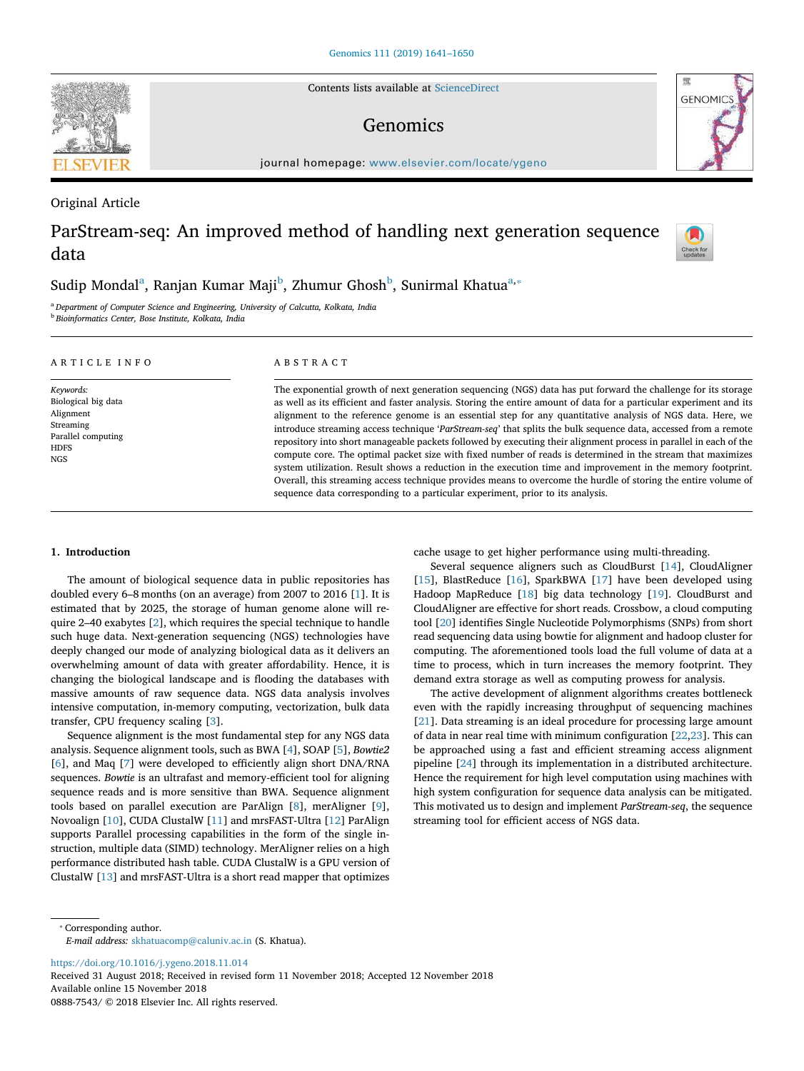Original Article

# ParStream-seq: An improved method of handling next generation sequence data

Sudip Mondal[a], Ranjan Kumar Maji[b], Zhumur Ghosh[b], Sunirmal Khatua[a,*]

[a] Department of Computer Science and Engineering, University of Calcutta, Kolkata, India
[b] Bioinformatics Center, Bose Institute, Kolkata, India

ARTICLE INFO

*Keywords:*
Biological big data
Alignment
Streaming
Parallel computing
HDFS
NGS

ABSTRACT

The exponential growth of next generation sequencing (NGS) data has put forward the challenge for its storage as well as its efficient and faster analysis. Storing the entire amount of data for a particular experiment and its alignment to the reference genome is an essential step for any quantitative analysis of NGS data. Here, we introduce streaming access technique '*ParStream-seq*' that splits the bulk sequence data, accessed from a remote repository into short manageable packets followed by executing their alignment process in parallel in each of the compute core. The optimal packet size with fixed number of reads is determined in the stream that maximizes system utilization. Result shows a reduction in the execution time and improvement in the memory footprint. Overall, this streaming access technique provides means to overcome the hurdle of storing the entire volume of sequence data corresponding to a particular experiment, prior to its analysis.

## 1. Introduction

The amount of biological sequence data in public repositories has doubled every 6–8 months (on an average) from 2007 to 2016 [1]. It is estimated that by 2025, the storage of human genome alone will require 2–40 exabytes [2], which requires the special technique to handle such huge data. Next-generation sequencing (NGS) technologies have deeply changed our mode of analyzing biological data as it delivers an overwhelming amount of data with greater affordability. Hence, it is changing the biological landscape and is flooding the databases with massive amounts of raw sequence data. NGS data analysis involves intensive computation, in-memory computing, vectorization, bulk data transfer, CPU frequency scaling [3].

Sequence alignment is the most fundamental step for any NGS data analysis. Sequence alignment tools, such as BWA [4], SOAP [5], *Bowtie2* [6], and Maq [7] were developed to efficiently align short DNA/RNA sequences. *Bowtie* is an ultrafast and memory-efficient tool for aligning sequence reads and is more sensitive than BWA. Sequence alignment tools based on parallel execution are ParAlign [8], merAligner [9], Novoalign [10], CUDA ClustalW [11] and mrsFAST-Ultra [12] ParAlign supports Parallel processing capabilities in the form of the single instruction, multiple data (SIMD) technology. MerAligner relies on a high performance distributed hash table. CUDA ClustalW is a GPU version of ClustalW [13] and mrsFAST-Ultra is a short read mapper that optimizes cache usage to get higher performance using multi-threading.

Several sequence aligners such as CloudBurst [14], CloudAligner [15], BlastReduce [16], SparkBWA [17] have been developed using Hadoop MapReduce [18] big data technology [19]. CloudBurst and CloudAligner are effective for short reads. Crossbow, a cloud computing tool [20] identifies Single Nucleotide Polymorphisms (SNPs) from short read sequencing data using bowtie for alignment and hadoop cluster for computing. The aforementioned tools load the full volume of data at a time to process, which in turn increases the memory footprint. They demand extra storage as well as computing prowess for analysis.

The active development of alignment algorithms creates bottleneck even with the rapidly increasing throughput of sequencing machines [21]. Data streaming is an ideal procedure for processing large amount of data in near real time with minimum configuration [22,23]. This can be approached using a fast and efficient streaming access alignment pipeline [24] through its implementation in a distributed architecture. Hence the requirement for high level computation using machines with high system configuration for sequence data analysis can be mitigated. This motivated us to design and implement *ParStream-seq*, the sequence streaming tool for efficient access of NGS data.

* Corresponding author.
*E-mail address:* skhatuacomp@caluniv.ac.in (S. Khatua).

https://doi.org/10.1016/j.ygeno.2018.11.014
Received 31 August 2018; Received in revised form 11 November 2018; Accepted 12 November 2018
Available online 15 November 2018
0888-7543/ © 2018 Elsevier Inc. All rights reserved.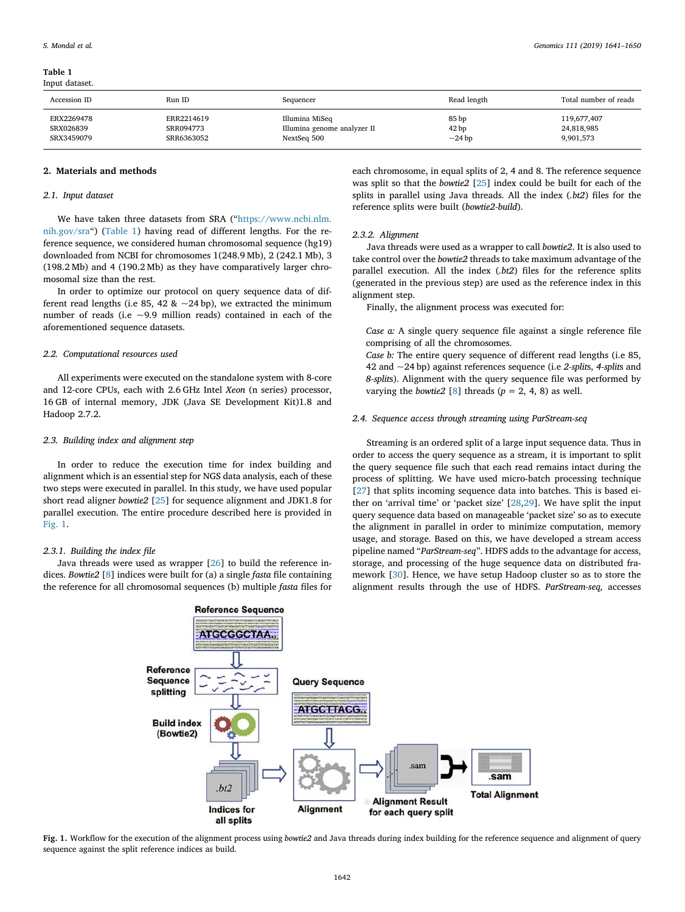**Table 1**
Input dataset.

| Accession ID | Run ID | Sequencer | Read length | Total number of reads |
|---|---|---|---|---|
| ERX2269478 | ERR2214619 | Illumina MiSeq | 85 bp | 119,677,407 |
| SRX026839 | SRR094773 | Illumina genome analyzer II | 42 bp | 24,818,985 |
| SRX3459079 | SRR6363052 | NextSeq 500 | ~24 bp | 9,901,573 |

## 2. Materials and methods

### 2.1. Input dataset

We have taken three datasets from SRA ("https://www.ncbi.nlm.nih.gov/sra") (Table 1) having read of different lengths. For the reference sequence, we considered human chromosomal sequence (hg19) downloaded from NCBI for chromosomes 1(248.9 Mb), 2 (242.1 Mb), 3 (198.2 Mb) and 4 (190.2 Mb) as they have comparatively larger chromosomal size than the rest.

In order to optimize our protocol on query sequence data of different read lengths (i.e 85, 42 & ~24 bp), we extracted the minimum number of reads (i.e ~9.9 million reads) contained in each of the aforementioned sequence datasets.

### 2.2. Computational resources used

All experiments were executed on the standalone system with 8-core and 12-core CPUs, each with 2.6 GHz Intel *Xeon* (n series) processor, 16 GB of internal memory, JDK (Java SE Development Kit)1.8 and Hadoop 2.7.2.

### 2.3. Building index and alignment step

In order to reduce the execution time for index building and alignment which is an essential step for NGS data analysis, each of these two steps were executed in parallel. In this study, we have used popular short read aligner *bowtie2* [25] for sequence alignment and JDK1.8 for parallel execution. The entire procedure described here is provided in Fig. 1.

#### 2.3.1. Building the index file

Java threads were used as wrapper [26] to build the reference indices. *Bowtie2* [8] indices were built for (a) a single *fasta* file containing the reference for all chromosomal sequences (b) multiple *fasta* files for each chromosome, in equal splits of 2, 4 and 8. The reference sequence was split so that the *bowtie2* [25] index could be built for each of the splits in parallel using Java threads. All the index (*.bt2*) files for the reference splits were built (*bowtie2-build*).

#### 2.3.2. Alignment

Java threads were used as a wrapper to call *bowtie2*. It is also used to take control over the *bowtie2* threads to take maximum advantage of the parallel execution. All the index (*.bt2*) files for the reference splits (generated in the previous step) are used as the reference index in this alignment step.

Finally, the alignment process was executed for:

*Case a:* A single query sequence file against a single reference file comprising of all the chromosomes.
*Case b:* The entire query sequence of different read lengths (i.e 85, 42 and ~24 bp) against references sequence (i.e *2-splits*, *4-splits* and *8-splits*). Alignment with the query sequence file was performed by varying the *bowtie2* [8] threads ($p = 2, 4, 8$) as well.

### 2.4. Sequence access through streaming using ParStream-seq

Streaming is an ordered split of a large input sequence data. Thus in order to access the query sequence as a stream, it is important to split the query sequence file such that each read remains intact during the process of splitting. We have used micro-batch processing technique [27] that splits incoming sequence data into batches. This is based either on 'arrival time' or 'packet size' [28,29]. We have split the input query sequence data based on manageable 'packet size' so as to execute the alignment in parallel in order to minimize computation, memory usage, and storage. Based on this, we have developed a stream access pipeline named "*ParStream-seq*". HDFS adds to the advantage for access, storage, and processing of the huge sequence data on distributed framework [30]. Hence, we have setup Hadoop cluster so as to store the alignment results through the use of HDFS. *ParStream-seq,* accesses

**Fig. 1.** Workflow for the execution of the alignment process using *bowtie2* and Java threads during index building for the reference sequence and alignment of query sequence against the split reference indices as build.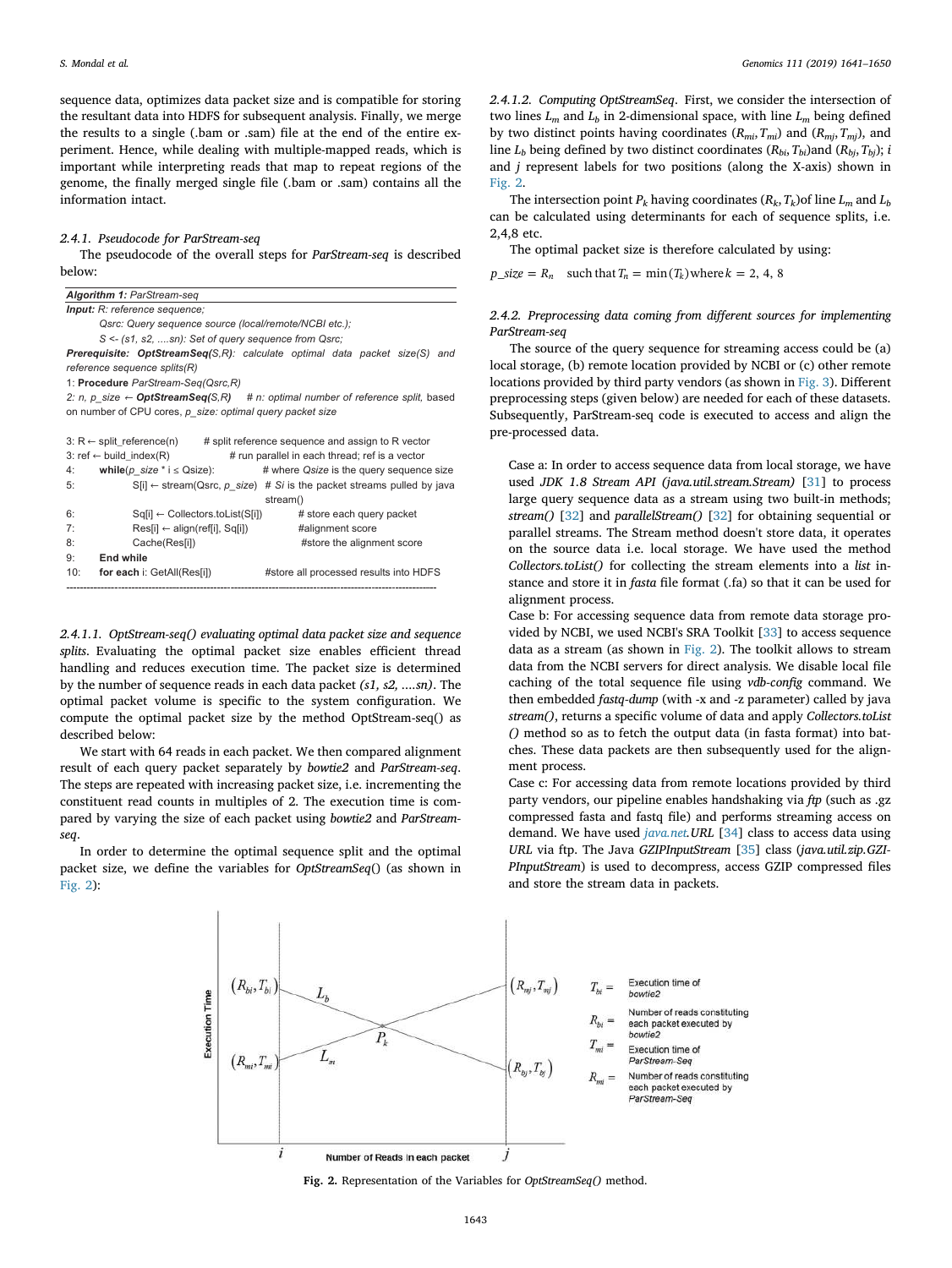sequence data, optimizes data packet size and is compatible for storing the resultant data into HDFS for subsequent analysis. Finally, we merge the results to a single (.bam or .sam) file at the end of the entire experiment. Hence, while dealing with multiple-mapped reads, which is important while interpreting reads that map to repeat regions of the genome, the finally merged single file (.bam or .sam) contains all the information intact.

#### 2.4.1. Pseudocode for ParStream-seq

The pseudocode of the overall steps for *ParStream-seq* is described below:

```
Algorithm 1: ParStream-seq
Input: R: reference sequence;
        Qsrc: Query sequence source (local/remote/NCBI etc.);
        S <- (s1, s2, ....sn): Set of query sequence from Qsrc;
Prerequisite: OptStreamSeq(S,R): calculate optimal data packet size(S) and
reference sequence splits(R)
1: Procedure ParStream-Seq(Qsrc,R)
2: n, p_size ← OptStreamSeq(S,R)    # n: optimal number of reference split, based
on number of CPU cores, p_size: optimal query packet size

3: R ← split_reference(n)       # split reference sequence and assign to R vector
3: ref ← build_index(R)          # run parallel in each thread; ref is a vector
4:     while(p_size * i ≤ Qsize):       # where Qsize is the query sequence size
5:         S[i] ← stream(Qsrc, p_size)  # Si is the packet streams pulled by java
                                          stream()
6:         Sq[i] ← Collectors.toList(S[i])     # store each query packet
7:         Res[i] ← align(ref[i], Sq[i])       #alignment score
8:         Cache(Res[i])                        #store the alignment score
9:     End while
10:    for each i: GetAll(Res[i])              #store all processed results into HDFS
```

##### 2.4.1.1. OptStream-seq() evaluating optimal data packet size and sequence splits

Evaluating the optimal packet size enables efficient thread handling and reduces execution time. The packet size is determined by the number of sequence reads in each data packet *(s1, s2, ....sn)*. The optimal packet volume is specific to the system configuration. We compute the optimal packet size by the method OptStream-seq() as described below:

We start with 64 reads in each packet. We then compared alignment result of each query packet separately by *bowtie2* and *ParStream-seq*. The steps are repeated with increasing packet size, i.e. incrementing the constituent read counts in multiples of 2. The execution time is compared by varying the size of each packet using *bowtie2* and *ParStream-seq*.

In order to determine the optimal sequence split and the optimal packet size, we define the variables for *OptStreamSeq*() (as shown in Fig. 2):

##### 2.4.1.2. Computing OptStreamSeq

First, we consider the intersection of two lines $L_m$ and $L_b$ in 2-dimensional space, with line $L_m$ being defined by two distinct points having coordinates $(R_{mi}, T_{mi})$ and $(R_{mj}, T_{mj})$, and line $L_b$ being defined by two distinct coordinates $(R_{bi}, T_{bi})$ and $(R_{bj}, T_{bj})$; $i$ and $j$ represent labels for two positions (along the X-axis) shown in Fig. 2.

The intersection point $P_k$ having coordinates $(R_k, T_k)$ of line $L_m$ and $L_b$ can be calculated using determinants for each of sequence splits, i.e. 2,4,8 etc.

The optimal packet size is therefore calculated by using:

$$p\_size = R_n \quad \text{such that}\, T_n = \min(T_k) \text{where}\, k = 2,\, 4,\, 8$$

#### 2.4.2. Preprocessing data coming from different sources for implementing ParStream-seq

The source of the query sequence for streaming access could be (a) local storage, (b) remote location provided by NCBI or (c) other remote locations provided by third party vendors (as shown in Fig. 3). Different preprocessing steps (given below) are needed for each of these datasets. Subsequently, ParStream-seq code is executed to access and align the pre-processed data.

Case a: In order to access sequence data from local storage, we have used *JDK 1.8 Stream API (java.util.stream.Stream)* [31] to process large query sequence data as a stream using two built-in methods; *stream()* [32] and *parallelStream()* [32] for obtaining sequential or parallel streams. The Stream method doesn't store data, it operates on the source data i.e. local storage. We have used the method *Collectors.toList()* for collecting the stream elements into a *list* instance and store it in *fasta* file format (.fa) so that it can be used for alignment process.

Case b: For accessing sequence data from remote data storage provided by NCBI, we used NCBI's SRA Toolkit [33] to access sequence data as a stream (as shown in Fig. 2). The toolkit allows to stream data from the NCBI servers for direct analysis. We disable local file caching of the total sequence file using *vdb-config* command. We then embedded *fastq-dump* (with -x and -z parameter) called by java *stream()*, returns a specific volume of data and apply *Collectors.toList ()* method so as to fetch the output data (in fasta format) into batches. These data packets are then subsequently used for the alignment process.

Case c: For accessing data from remote locations provided by third party vendors, our pipeline enables handshaking via *ftp* (such as .gz compressed fasta and fastq file) and performs streaming access on demand. We have used *java.net.URL* [34] class to access data using *URL* via ftp. The Java *GZIPInputStream* [35] class (*java.util.zip.GZIPInputStream*) is used to decompress, access GZIP compressed files and store the stream data in packets.

Fig. 2. Representation of the Variables for *OptStreamSeq()* method.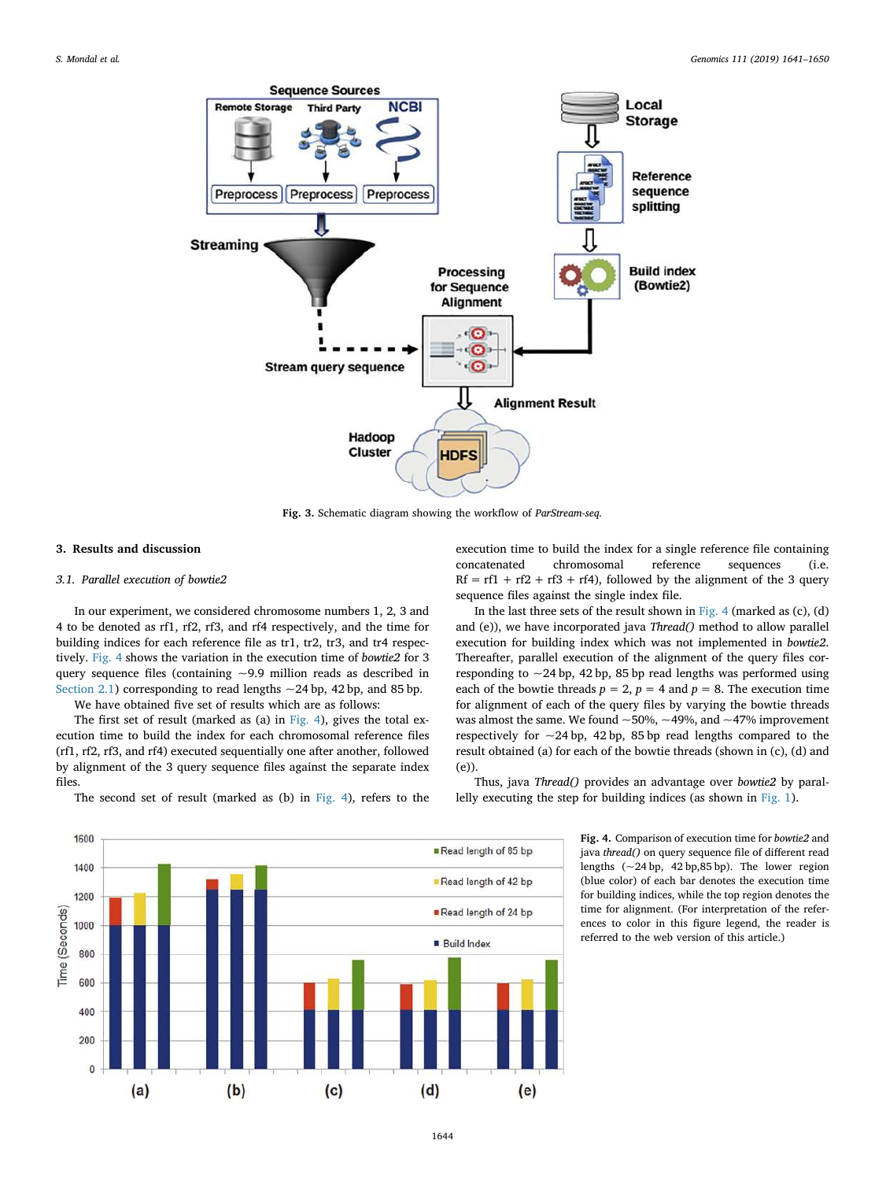Fig. 3. Schematic diagram showing the workflow of *ParStream-seq*.

## 3. Results and discussion

### 3.1. Parallel execution of bowtie2

In our experiment, we considered chromosome numbers 1, 2, 3 and 4 to be denoted as rf1, rf2, rf3, and rf4 respectively, and the time for building indices for each reference file as tr1, tr2, tr3, and tr4 respectively. Fig. 4 shows the variation in the execution time of *bowtie2* for 3 query sequence files (containing ~9.9 million reads as described in Section 2.1) corresponding to read lengths ~24 bp, 42 bp, and 85 bp.

We have obtained five set of results which are as follows:

The first set of result (marked as (a) in Fig. 4), gives the total execution time to build the index for each chromosomal reference files (rf1, rf2, rf3, and rf4) executed sequentially one after another, followed by alignment of the 3 query sequence files against the separate index files.

The second set of result (marked as (b) in Fig. 4), refers to the execution time to build the index for a single reference file containing concatenated chromosomal reference sequences (i.e. Rf = rf1 + rf2 + rf3 + rf4), followed by the alignment of the 3 query sequence files against the single index file.

In the last three sets of the result shown in Fig. 4 (marked as (c), (d) and (e)), we have incorporated java *Thread()* method to allow parallel execution for building index which was not implemented in *bowtie2*. Thereafter, parallel execution of the alignment of the query files corresponding to ~24 bp, 42 bp, 85 bp read lengths was performed using each of the bowtie threads $p = 2$, $p = 4$ and $p = 8$. The execution time for alignment of each of the query files by varying the bowtie threads was almost the same. We found ~50%, ~49%, and ~47% improvement respectively for ~24 bp, 42 bp, 85 bp read lengths compared to the result obtained (a) for each of the bowtie threads (shown in (c), (d) and (e)).

Thus, java *Thread()* provides an advantage over *bowtie2* by parallelly executing the step for building indices (as shown in Fig. 1).

Fig. 4. Comparison of execution time for *bowtie2* and java *thread()* on query sequence file of different read lengths (~24 bp, 42 bp, 85 bp). The lower region (blue color) of each bar denotes the execution time for building indices, while the top region denotes the time for alignment. (For interpretation of the references to color in this figure legend, the reader is referred to the web version of this article.)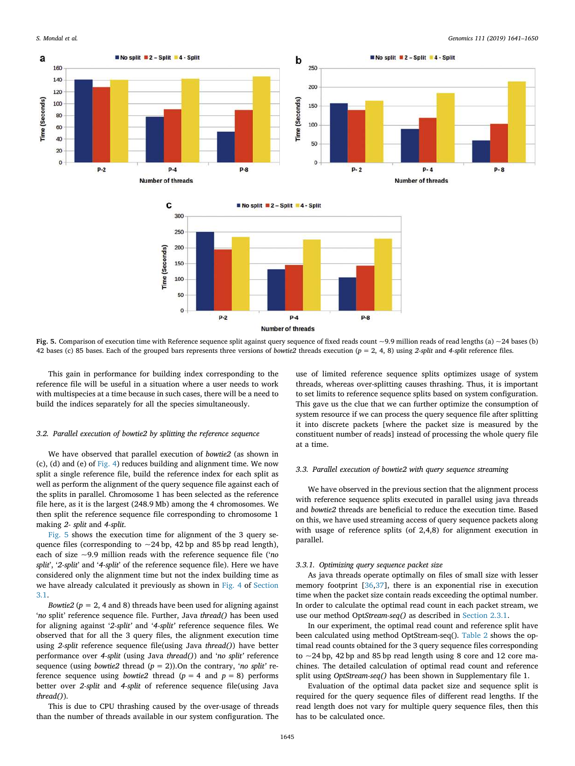**Fig. 5.** Comparison of execution time with Reference sequence split against query sequence of fixed reads count ~9.9 million reads of read lengths (a) ~24 bases (b) 42 bases (c) 85 bases. Each of the grouped bars represents three versions of *bowtie2* threads execution ($p$ = 2, 4, 8) using *2-split* and *4-split* reference files.

This gain in performance for building index corresponding to the reference file will be useful in a situation where a user needs to work with multispecies at a time because in such cases, there will be a need to build the indices separately for all the species simultaneously.

### 3.2. Parallel execution of bowtie2 by splitting the reference sequence

We have observed that parallel execution of *bowtie2* (as shown in (c), (d) and (e) of Fig. 4) reduces building and alignment time. We now split a single reference file, build the reference index for each split as well as perform the alignment of the query sequence file against each of the splits in parallel. Chromosome 1 has been selected as the reference file here, as it is the largest (248.9 Mb) among the 4 chromosomes. We then split the reference sequence file corresponding to chromosome 1 making *2- split* and *4-split*.

Fig. 5 shows the execution time for alignment of the 3 query sequence files (corresponding to ~24 bp, 42 bp and 85 bp read length), each of size ~9.9 million reads with the reference sequence file ('*no split*', '*2-split*' and '*4-split*' of the reference sequence file). Here we have considered only the alignment time but not the index building time as we have already calculated it previously as shown in Fig. 4 of Section 3.1.

*Bowtie2* ($p$ = 2, 4 and 8) threads have been used for aligning against '*no* split' reference sequence file. Further, Java *thread()* has been used for aligning against '*2-split*' and '*4-split*' reference sequence files. We observed that for all the 3 query files, the alignment execution time using *2-split* reference sequence file(using Java *thread()*) have better performance over *4-split* (using Java *thread()*) and '*no split'* reference sequence (using *bowtie2* thread ($p$ = 2)).On the contrary, '*no split'* reference sequence using *bowtie2* thread ($p$ = 4 and $p$ = 8) performs better over *2-split* and *4-split* of reference sequence file(using Java *thread()*).

This is due to CPU thrashing caused by the over-usage of threads than the number of threads available in our system configuration. The use of limited reference sequence splits optimizes usage of system threads, whereas over-splitting causes thrashing. Thus, it is important to set limits to reference sequence splits based on system configuration. This gave us the clue that we can further optimize the consumption of system resource if we can process the query sequence file after splitting it into discrete packets [where the packet size is measured by the constituent number of reads] instead of processing the whole query file at a time.

### 3.3. Parallel execution of bowtie2 with query sequence streaming

We have observed in the previous section that the alignment process with reference sequence splits executed in parallel using java threads and *bowtie2* threads are beneficial to reduce the execution time. Based on this, we have used streaming access of query sequence packets along with usage of reference splits (of 2,4,8) for alignment execution in parallel.

#### 3.3.1. Optimizing query sequence packet size

As java threads operate optimally on files of small size with lesser memory footprint [36,37], there is an exponential rise in execution time when the packet size contain reads exceeding the optimal number. In order to calculate the optimal read count in each packet stream, we use our method Opt*Stream-seq*() as described in Section 2.3.1.

In our experiment, the optimal read count and reference split have been calculated using method OptStream-seq(). Table 2 shows the optimal read counts obtained for the 3 query sequence files corresponding to ~24 bp, 42 bp and 85 bp read length using 8 core and 12 core machines. The detailed calculation of optimal read count and reference split using *OptStream-seq()* has been shown in Supplementary file 1.

Evaluation of the optimal data packet size and sequence split is required for the query sequence files of different read lengths. If the read length does not vary for multiple query sequence files, then this has to be calculated once.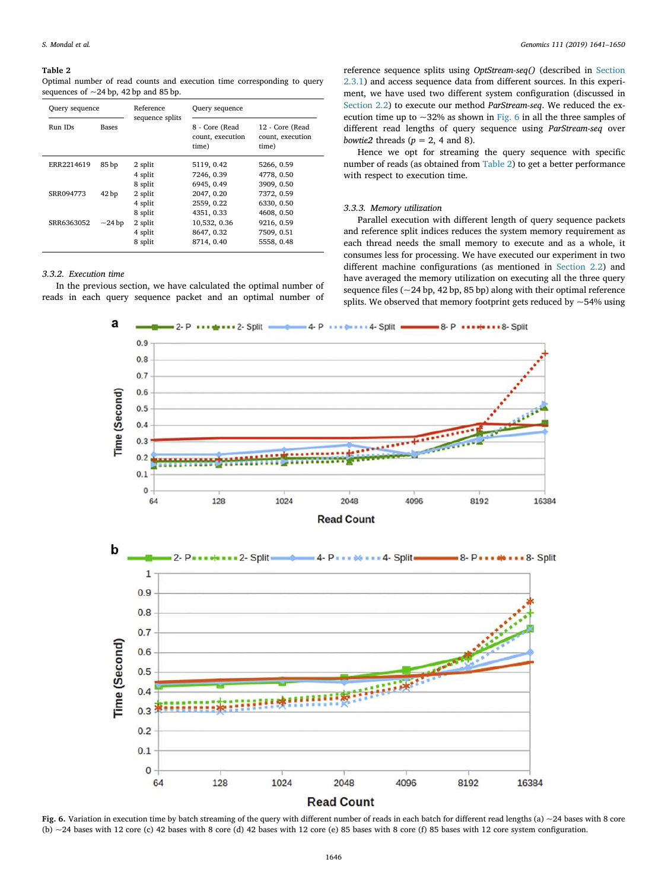**Table 2**
Optimal number of read counts and execution time corresponding to query sequences of ~24 bp, 42 bp and 85 bp.

| Query sequence | | Reference sequence splits | Query sequence | |
|---|---|---|---|---|
| Run IDs | Bases | | 8 - Core (Read count, execution time) | 12 - Core (Read count, execution time) |
| ERR2214619 | 85 bp | 2 split | 5119, 0.42 | 5266, 0.59 |
| | | 4 split | 7246, 0.39 | 4778, 0.50 |
| | | 8 split | 6945, 0.49 | 3909, 0.50 |
| SRR094773 | 42 bp | 2 split | 2047, 0.20 | 7372, 0.59 |
| | | 4 split | 2559, 0.22 | 6330, 0.50 |
| | | 8 split | 4351, 0.33 | 4608, 0.50 |
| SRR6363052 | ~24 bp | 2 split | 10,532, 0.36 | 9216, 0.59 |
| | | 4 split | 8647, 0.32 | 7509, 0.51 |
| | | 8 split | 8714, 0.40 | 5558, 0.48 |

### 3.3.2. Execution time

In the previous section, we have calculated the optimal number of reads in each query sequence packet and an optimal number of reference sequence splits using *OptStream-seq()* (described in Section 2.3.1) and access sequence data from different sources. In this experiment, we have used two different system configuration (discussed in Section 2.2) to execute our method *ParStream-seq*. We reduced the execution time up to ~32% as shown in Fig. 6 in all the three samples of different read lengths of query sequence using *ParStream-seq* over *bowtie2* threads ($p$ = 2, 4 and 8).

Hence we opt for streaming the query sequence with specific number of reads (as obtained from Table 2) to get a better performance with respect to execution time.

### 3.3.3. Memory utilization

Parallel execution with different length of query sequence packets and reference split indices reduces the system memory requirement as each thread needs the small memory to execute and as a whole, it consumes less for processing. We have executed our experiment in two different machine configurations (as mentioned in Section 2.2) and have averaged the memory utilization on executing all the three query sequence files (~24 bp, 42 bp, 85 bp) along with their optimal reference splits. We observed that memory footprint gets reduced by ~54% using

**Fig. 6.** Variation in execution time by batch streaming of the query with different number of reads in each batch for different read lengths (a) ~24 bases with 8 core (b) ~24 bases with 12 core (c) 42 bases with 8 core (d) 42 bases with 12 core (e) 85 bases with 8 core (f) 85 bases with 12 core system configuration.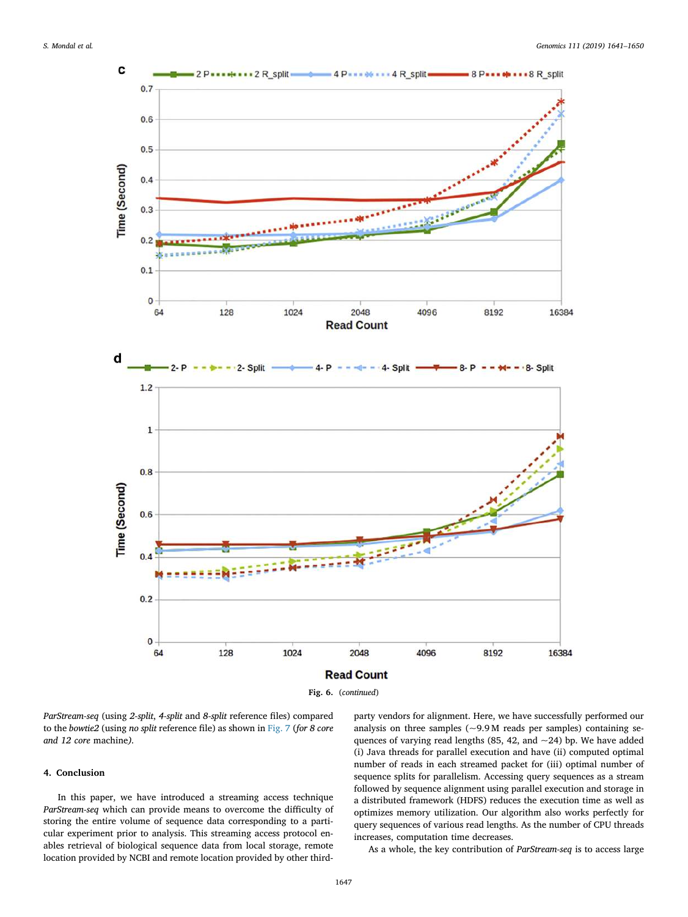Fig. 6. (*continued*)

*ParStream-seq* (using *2-split*, *4-split* and *8-split* reference files) compared to the *bowtie2* (using *no split* reference file) as shown in Fig. 7 (*for 8 core and 12 core* machine).

## 4. Conclusion

In this paper, we have introduced a streaming access technique *ParStream-seq* which can provide means to overcome the difficulty of storing the entire volume of sequence data corresponding to a particular experiment prior to analysis. This streaming access protocol enables retrieval of biological sequence data from local storage, remote location provided by NCBI and remote location provided by other third-party vendors for alignment. Here, we have successfully performed our analysis on three samples (~9.9 M reads per samples) containing sequences of varying read lengths (85, 42, and ~24) bp. We have added (i) Java threads for parallel execution and have (ii) computed optimal number of reads in each streamed packet for (iii) optimal number of sequence splits for parallelism. Accessing query sequences as a stream followed by sequence alignment using parallel execution and storage in a distributed framework (HDFS) reduces the execution time as well as optimizes memory utilization. Our algorithm also works perfectly for query sequences of various read lengths. As the number of CPU threads increases, computation time decreases.

As a whole, the key contribution of *ParStream-seq* is to access large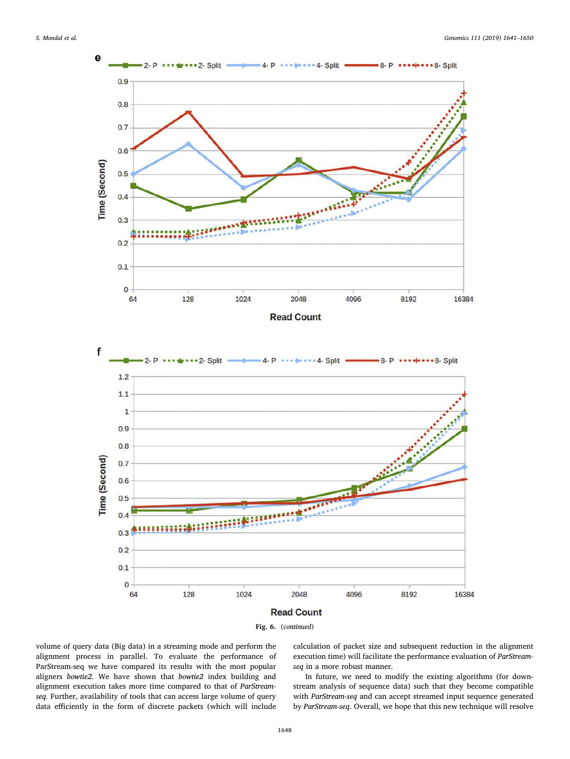**Fig. 6.** (*continued*)

volume of query data (Big data) in a streaming mode and perform the alignment process in parallel. To evaluate the performance of ParStream-seq we have compared its results with the most popular aligners *bowtie2*. We have shown that *bowtie2* index building and alignment execution takes more time compared to that of *ParStream-seq*. Further, availability of tools that can access large volume of query data efficiently in the form of discrete packets (which will include calculation of packet size and subsequent reduction in the alignment execution time) will facilitate the performance evaluation of *ParStream-seq* in a more robust manner.

In future, we need to modify the existing algorithms (for downstream analysis of sequence data) such that they become compatible with *ParStream-seq* and can accept streamed input sequence generated by *ParStream-seq*. Overall, we hope that this new technique will resolve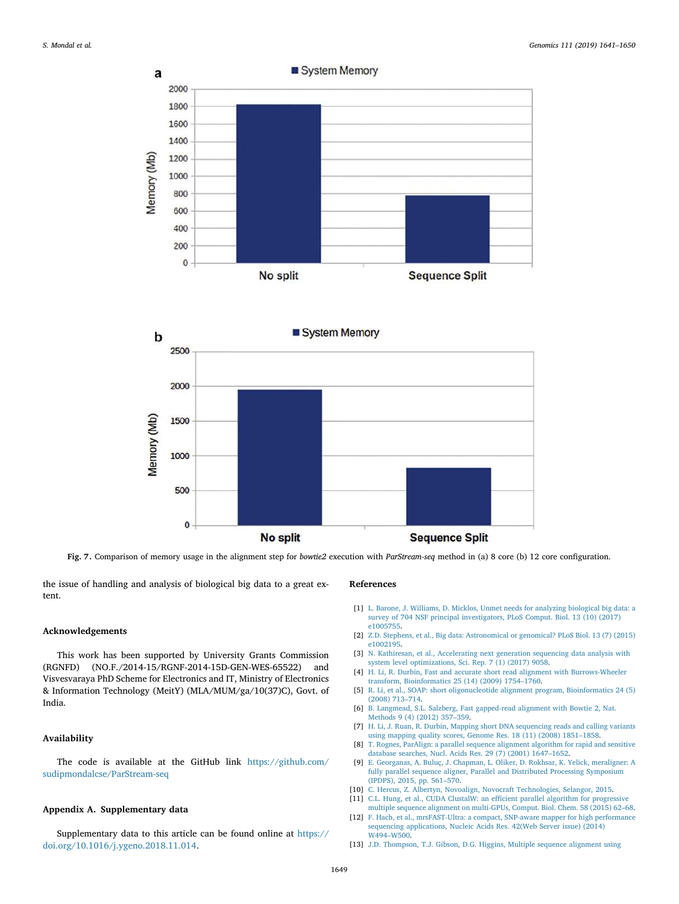Fig. 7. Comparison of memory usage in the alignment step for *bowtie2* execution with *ParStream-seq* method in (a) 8 core (b) 12 core configuration.

the issue of handling and analysis of biological big data to a great extent.

## Acknowledgements

This work has been supported by University Grants Commission (RGNFD) (NO.F./2014-15/RGNF-2014-15D-GEN-WES-65522) and Visvesvaraya PhD Scheme for Electronics and IT, Ministry of Electronics & Information Technology (MeitY) (MLA/MUM/ga/10(37)C), Govt. of India.

## Availability

The code is available at the GitHub link https://github.com/sudipmondalcse/ParStream-seq

## Appendix A. Supplementary data

Supplementary data to this article can be found online at https://doi.org/10.1016/j.ygeno.2018.11.014.

## References

[1] L. Barone, J. Williams, D. Micklos, Unmet needs for analyzing biological big data: a survey of 704 NSF principal investigators, PLoS Comput. Biol. 13 (10) (2017) e1005755.
[2] Z.D. Stephens, et al., Big data: Astronomical or genomical? PLoS Biol. 13 (7) (2015) e1002195.
[3] N. Kathiresan, et al., Accelerating next generation sequencing data analysis with system level optimizations, Sci. Rep. 7 (1) (2017) 9058.
[4] H. Li, R. Durbin, Fast and accurate short read alignment with Burrows-Wheeler transform, Bioinformatics 25 (14) (2009) 1754–1760.
[5] R. Li, et al., SOAP: short oligonucleotide alignment program, Bioinformatics 24 (5) (2008) 713–714.
[6] B. Langmead, S.L. Salzberg, Fast gapped-read alignment with Bowtie 2, Nat. Methods 9 (4) (2012) 357–359.
[7] H. Li, J. Ruan, R. Durbin, Mapping short DNA sequencing reads and calling variants using mapping quality scores, Genome Res. 18 (11) (2008) 1851–1858.
[8] T. Rognes, ParAlign: a parallel sequence alignment algorithm for rapid and sensitive database searches, Nucl. Acids Res. 29 (7) (2001) 1647–1652.
[9] E. Georganas, A. Buluç, J. Chapman, L. Oliker, D. Rokhsar, K. Yelick, meraligner: A fully parallel sequence aligner, Parallel and Distributed Processing Symposium (IPDPS), 2015, pp. 561–570.
[10] C. Hercus, Z. Albertyn, Novoalign, Novocraft Technologies, Selangor, 2015.
[11] C.L. Hung, et al., CUDA ClustalW: an efficient parallel algorithm for progressive multiple sequence alignment on multi-GPUs, Comput. Biol. Chem. 58 (2015) 62–68.
[12] F. Hach, et al., mrsFAST-Ultra: a compact, SNP-aware mapper for high performance sequencing applications, Nucleic Acids Res. 42(Web Server issue) (2014) W494–W500.
[13] J.D. Thompson, T.J. Gibson, D.G. Higgins, Multiple sequence alignment using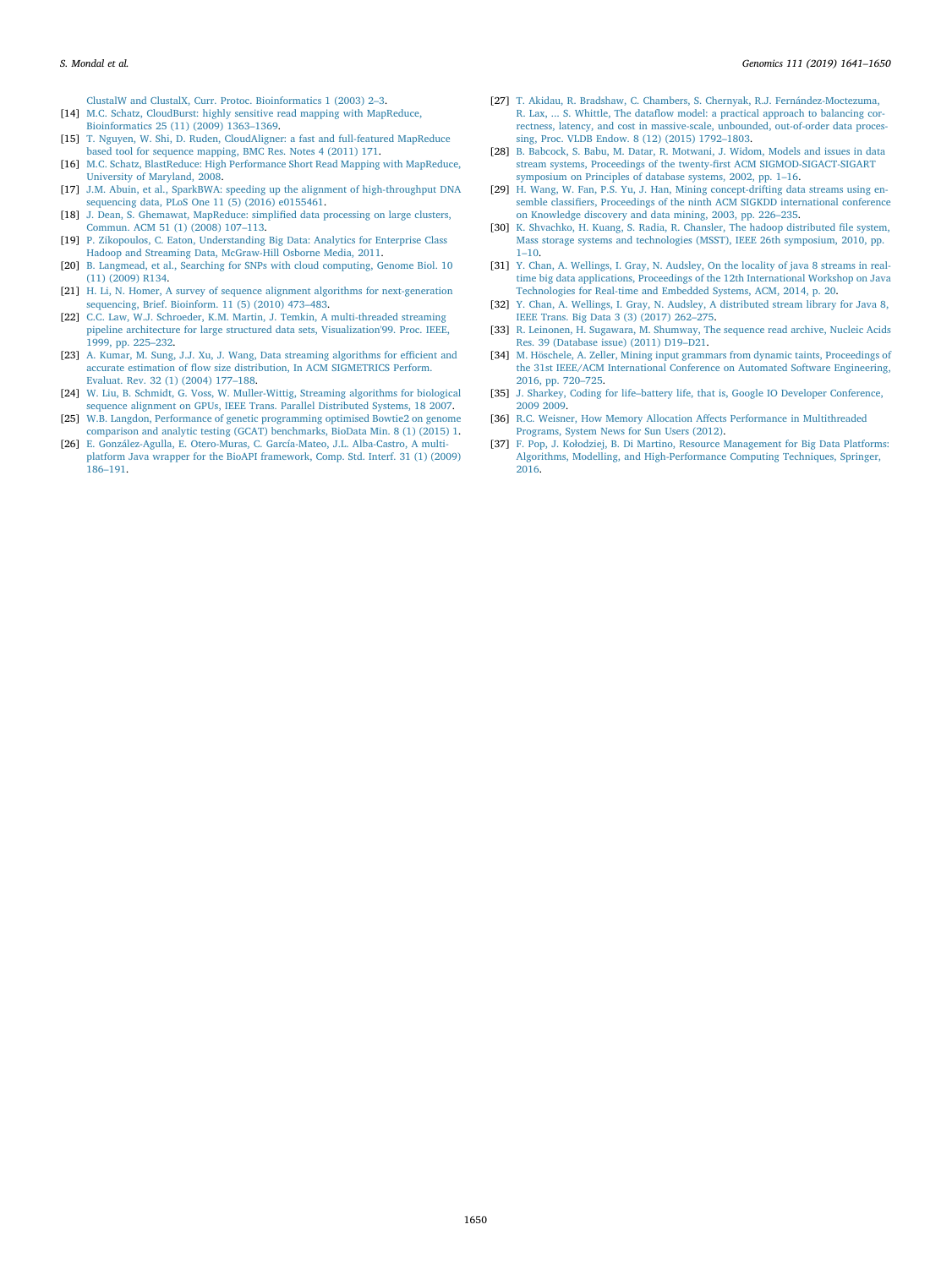ClustalW and ClustalX, Curr. Protoc. Bioinformatics 1 (2003) 2–3.

[14] M.C. Schatz, CloudBurst: highly sensitive read mapping with MapReduce, Bioinformatics 25 (11) (2009) 1363–1369.

[15] T. Nguyen, W. Shi, D. Ruden, CloudAligner: a fast and full-featured MapReduce based tool for sequence mapping, BMC Res. Notes 4 (2011) 171.

[16] M.C. Schatz, BlastReduce: High Performance Short Read Mapping with MapReduce, University of Maryland, 2008.

[17] J.M. Abuin, et al., SparkBWA: speeding up the alignment of high-throughput DNA sequencing data, PLoS One 11 (5) (2016) e0155461.

[18] J. Dean, S. Ghemawat, MapReduce: simplified data processing on large clusters, Commun. ACM 51 (1) (2008) 107–113.

[19] P. Zikopoulos, C. Eaton, Understanding Big Data: Analytics for Enterprise Class Hadoop and Streaming Data, McGraw-Hill Osborne Media, 2011.

[20] B. Langmead, et al., Searching for SNPs with cloud computing, Genome Biol. 10 (11) (2009) R134.

[21] H. Li, N. Homer, A survey of sequence alignment algorithms for next-generation sequencing, Brief. Bioinform. 11 (5) (2010) 473–483.

[22] C.C. Law, W.J. Schroeder, K.M. Martin, J. Temkin, A multi-threaded streaming pipeline architecture for large structured data sets, Visualization'99. Proc. IEEE, 1999, pp. 225–232.

[23] A. Kumar, M. Sung, J.J. Xu, J. Wang, Data streaming algorithms for efficient and accurate estimation of flow size distribution, In ACM SIGMETRICS Perform. Evaluat. Rev. 32 (1) (2004) 177–188.

[24] W. Liu, B. Schmidt, G. Voss, W. Muller-Wittig, Streaming algorithms for biological sequence alignment on GPUs, IEEE Trans. Parallel Distributed Systems, 18 2007.

[25] W.B. Langdon, Performance of genetic programming optimised Bowtie2 on genome comparison and analytic testing (GCAT) benchmarks, BioData Min. 8 (1) (2015) 1.

[26] E. González-Agulla, E. Otero-Muras, C. García-Mateo, J.L. Alba-Castro, A multi-platform Java wrapper for the BioAPI framework, Comp. Std. Interf. 31 (1) (2009) 186–191.

[27] T. Akidau, R. Bradshaw, C. Chambers, S. Chernyak, R.J. Fernández-Moctezuma, R. Lax, ... S. Whittle, The dataflow model: a practical approach to balancing correctness, latency, and cost in massive-scale, unbounded, out-of-order data processing, Proc. VLDB Endow. 8 (12) (2015) 1792–1803.

[28] B. Babcock, S. Babu, M. Datar, R. Motwani, J. Widom, Models and issues in data stream systems, Proceedings of the twenty-first ACM SIGMOD-SIGACT-SIGART symposium on Principles of database systems, 2002, pp. 1–16.

[29] H. Wang, W. Fan, P.S. Yu, J. Han, Mining concept-drifting data streams using ensemble classifiers, Proceedings of the ninth ACM SIGKDD international conference on Knowledge discovery and data mining, 2003, pp. 226–235.

[30] K. Shvachko, H. Kuang, S. Radia, R. Chansler, The hadoop distributed file system, Mass storage systems and technologies (MSST), IEEE 26th symposium, 2010, pp. 1–10.

[31] Y. Chan, A. Wellings, I. Gray, N. Audsley, On the locality of java 8 streams in real-time big data applications, Proceedings of the 12th International Workshop on Java Technologies for Real-time and Embedded Systems, ACM, 2014, p. 20.

[32] Y. Chan, A. Wellings, I. Gray, N. Audsley, A distributed stream library for Java 8, IEEE Trans. Big Data 3 (3) (2017) 262–275.

[33] R. Leinonen, H. Sugawara, M. Shumway, The sequence read archive, Nucleic Acids Res. 39 (Database issue) (2011) D19–D21.

[34] M. Höschele, A. Zeller, Mining input grammars from dynamic taints, Proceedings of the 31st IEEE/ACM International Conference on Automated Software Engineering, 2016, pp. 720–725.

[35] J. Sharkey, Coding for life–battery life, that is, Google IO Developer Conference, 2009 2009.

[36] R.C. Weisner, How Memory Allocation Affects Performance in Multithreaded Programs, System News for Sun Users (2012).

[37] F. Pop, J. Kołodziej, B. Di Martino, Resource Management for Big Data Platforms: Algorithms, Modelling, and High-Performance Computing Techniques, Springer, 2016.